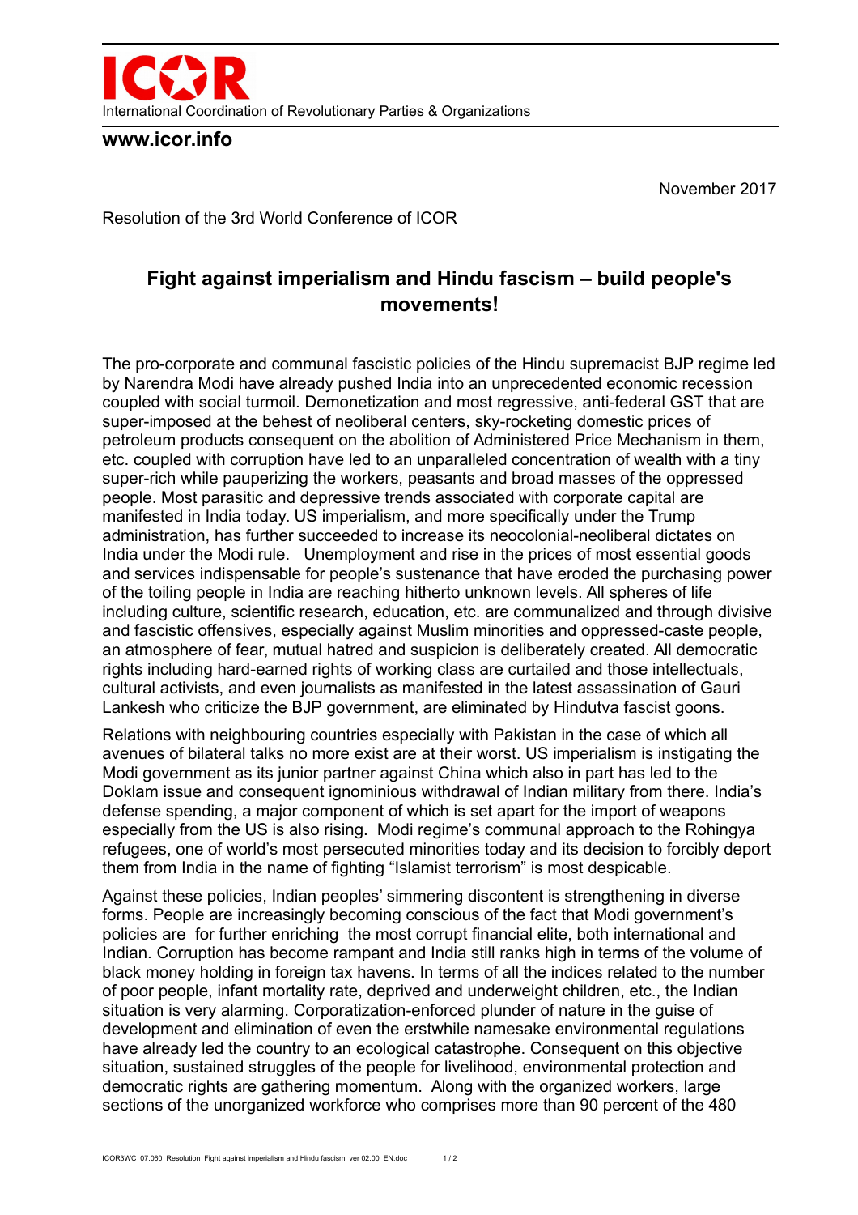ICOR

International Coordination of Revolutionary Parties & Organizations

**www.icor.info**

November 2017

Resolution of the 3rd World Conference of ICOR

# Fight against imperialism and Hindu fascism – build people's movements!

The pro-corporate and communal fascistic policies of the Hindu supremacist BJP regime led by Narendra Modi have already pushed India into an unprecedented economic recession coupled with social turmoil. Demonetization and most regressive, anti-federal GST that are super-imposed at the behest of neoliberal centers, sky-rocketing domestic prices of petroleum products consequent on the abolition of Administered Price Mechanism in them, etc. coupled with corruption have led to an unparalleled concentration of wealth with a tiny super-rich while pauperizing the workers, peasants and broad masses of the oppressed people. Most parasitic and depressive trends associated with corporate capital are manifested in India today. US imperialism, and more specifically under the Trump administration, has further succeeded to increase its neocolonial-neoliberal dictates on India under the Modi rule. Unemployment and rise in the prices of most essential goods and services indispensable for people's sustenance that have eroded the purchasing power of the toiling people in India are reaching hitherto unknown levels. All spheres of life including culture, scientific research, education, etc. are communalized and through divisive and fascistic offensives, especially against Muslim minorities and oppressed-caste people, an atmosphere of fear, mutual hatred and suspicion is deliberately created. All democratic rights including hard-earned rights of working class are curtailed and those intellectuals, cultural activists, and even journalists as manifested in the latest assassination of Gauri Lankesh who criticize the BJP government, are eliminated by Hindutva fascist goons.

Relations with neighbouring countries especially with Pakistan in the case of which all avenues of bilateral talks no more exist are at their worst. US imperialism is instigating the Modi government as its junior partner against China which also in part has led to the Doklam issue and consequent ignominious withdrawal of Indian military from there. India's defense spending, a major component of which is set apart for the import of weapons especially from the US is also rising. Modi regime's communal approach to the Rohingya refugees, one of world's most persecuted minorities today and its decision to forcibly deport them from India in the name of fighting "Islamist terrorism" is most despicable.

Against these policies, Indian peoples' simmering discontent is strengthening in diverse forms. People are increasingly becoming conscious of the fact that Modi government's policies are for further enriching the most corrupt financial elite, both international and Indian. Corruption has become rampant and India still ranks high in terms of the volume of black money holding in foreign tax havens. In terms of all the indices related to the number of poor people, infant mortality rate, deprived and underweight children, etc., the Indian situation is very alarming. Corporatization-enforced plunder of nature in the guise of development and elimination of even the erstwhile namesake environmental regulations have already led the country to an ecological catastrophe. Consequent on this objective situation, sustained struggles of the people for livelihood, environmental protection and democratic rights are gathering momentum. Along with the organized workers, large sections of the unorganized workforce who comprises more than 90 percent of the 480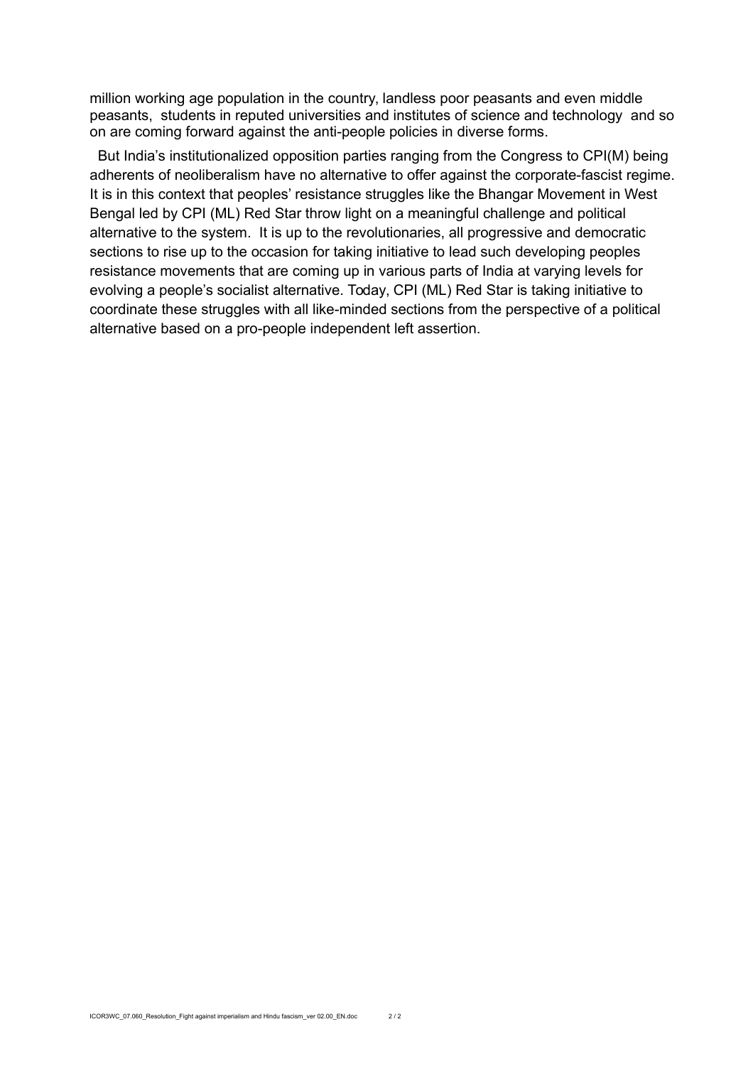million working age population in the country, landless poor peasants and even middle peasants, students in reputed universities and institutes of science and technology and so on are coming forward against the anti-people policies in diverse forms.

But India's institutionalized opposition parties ranging from the Congress to CPI(M) being adherents of neoliberalism have no alternative to offer against the corporate-fascist regime. It is in this context that peoples' resistance struggles like the Bhangar Movement in West Bengal led by CPI (ML) Red Star throw light on a meaningful challenge and political alternative to the system. It is up to the revolutionaries, all progressive and democratic sections to rise up to the occasion for taking initiative to lead such developing peoples resistance movements that are coming up in various parts of India at varying levels for evolving a people's socialist alternative. Today, CPI (ML) Red Star is taking initiative to coordinate these struggles with all like-minded sections from the perspective of a political alternative based on a pro-people independent left assertion.